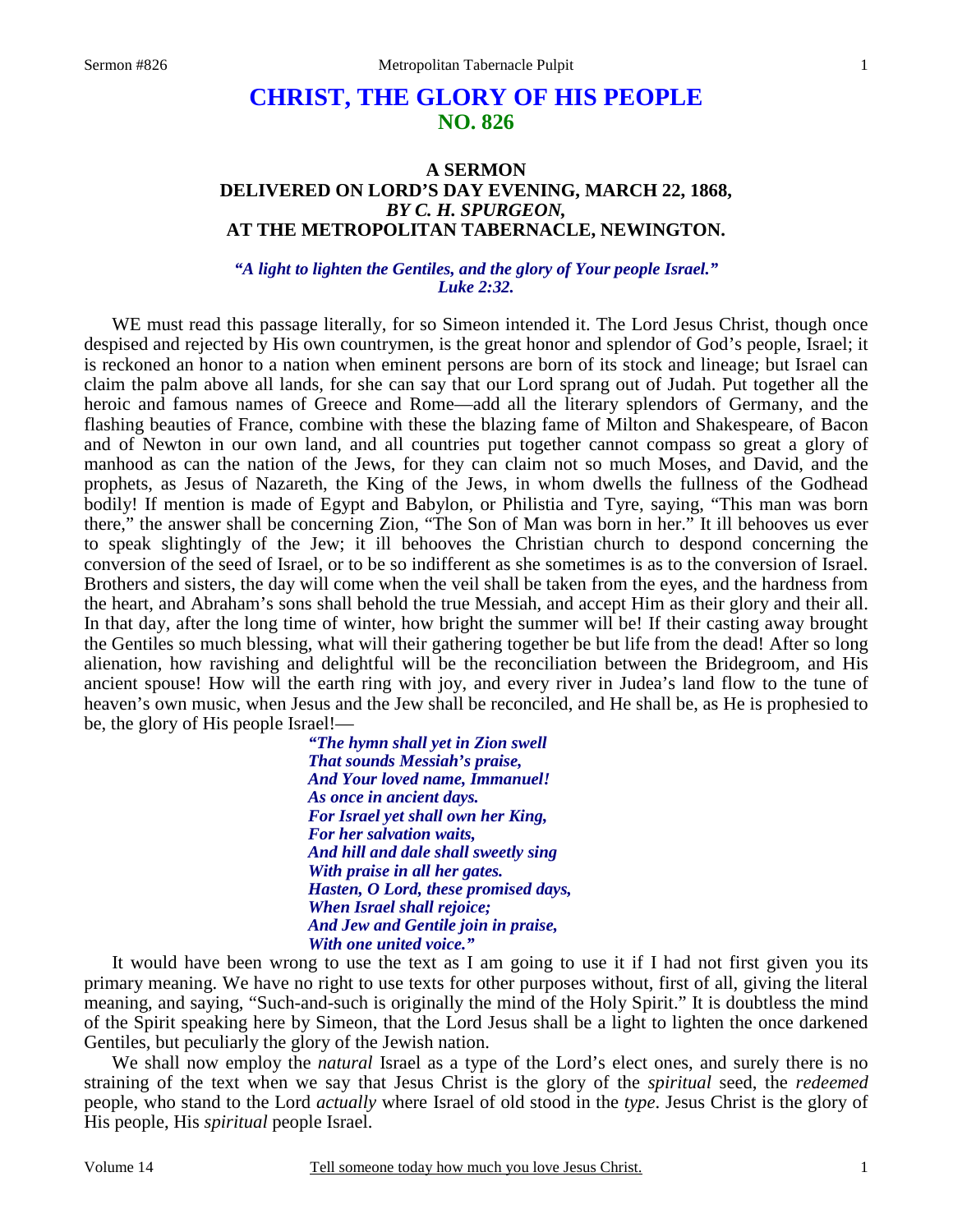# CHRIST, THE GLORY OF HIS PEOPLE
## NO. 826

### A SERMON
### DELIVERED ON LORD'S DAY EVENING, MARCH 22, 1868,
### *BY C. H. SPURGEON,*
### AT THE METROPOLITAN TABERNACLE, NEWINGTON.

***"A light to lighten the Gentiles, and the glory of Your people Israel." Luke 2:32.***

WE must read this passage literally, for so Simeon intended it. The Lord Jesus Christ, though once despised and rejected by His own countrymen, is the great honor and splendor of God's people, Israel; it is reckoned an honor to a nation when eminent persons are born of its stock and lineage; but Israel can claim the palm above all lands, for she can say that our Lord sprang out of Judah. Put together all the heroic and famous names of Greece and Rome—add all the literary splendors of Germany, and the flashing beauties of France, combine with these the blazing fame of Milton and Shakespeare, of Bacon and of Newton in our own land, and all countries put together cannot compass so great a glory of manhood as can the nation of the Jews, for they can claim not so much Moses, and David, and the prophets, as Jesus of Nazareth, the King of the Jews, in whom dwells the fullness of the Godhead bodily! If mention is made of Egypt and Babylon, or Philistia and Tyre, saying, "This man was born there," the answer shall be concerning Zion, "The Son of Man was born in her." It ill behooves us ever to speak slightingly of the Jew; it ill behooves the Christian church to despond concerning the conversion of the seed of Israel, or to be so indifferent as she sometimes is as to the conversion of Israel. Brothers and sisters, the day will come when the veil shall be taken from the eyes, and the hardness from the heart, and Abraham's sons shall behold the true Messiah, and accept Him as their glory and their all. In that day, after the long time of winter, how bright the summer will be! If their casting away brought the Gentiles so much blessing, what will their gathering together be but life from the dead! After so long alienation, how ravishing and delightful will be the reconciliation between the Bridegroom, and His ancient spouse! How will the earth ring with joy, and every river in Judea's land flow to the tune of heaven's own music, when Jesus and the Jew shall be reconciled, and He shall be, as He is prophesied to be, the glory of His people Israel!—

> ***"The hymn shall yet in Zion swell***
> ***That sounds Messiah's praise,***
> ***And Your loved name, Immanuel!***
> ***As once in ancient days.***
> ***For Israel yet shall own her King,***
> ***For her salvation waits,***
> ***And hill and dale shall sweetly sing***
> ***With praise in all her gates.***
> ***Hasten, O Lord, these promised days,***
> ***When Israel shall rejoice;***
> ***And Jew and Gentile join in praise,***
> ***With one united voice."***

It would have been wrong to use the text as I am going to use it if I had not first given you its primary meaning. We have no right to use texts for other purposes without, first of all, giving the literal meaning, and saying, "Such-and-such is originally the mind of the Holy Spirit." It is doubtless the mind of the Spirit speaking here by Simeon, that the Lord Jesus shall be a light to lighten the once darkened Gentiles, but peculiarly the glory of the Jewish nation.

We shall now employ the *natural* Israel as a type of the Lord's elect ones, and surely there is no straining of the text when we say that Jesus Christ is the glory of the *spiritual* seed, the *redeemed* people, who stand to the Lord *actually* where Israel of old stood in the *type*. Jesus Christ is the glory of His people, His *spiritual* people Israel.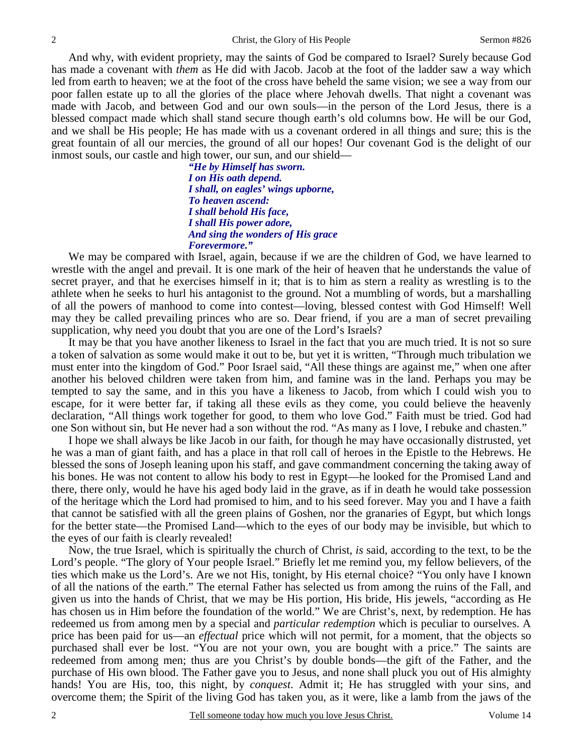And why, with evident propriety, may the saints of God be compared to Israel? Surely because God has made a covenant with *them* as He did with Jacob. Jacob at the foot of the ladder saw a way which led from earth to heaven; we at the foot of the cross have beheld the same vision; we see a way from our poor fallen estate up to all the glories of the place where Jehovah dwells. That night a covenant was made with Jacob, and between God and our own souls—in the person of the Lord Jesus, there is a blessed compact made which shall stand secure though earth's old columns bow. He will be our God, and we shall be His people; He has made with us a covenant ordered in all things and sure; this is the great fountain of all our mercies, the ground of all our hopes! Our covenant God is the delight of our inmost souls, our castle and high tower, our sun, and our shield—

> ***"He by Himself has sworn.***
> ***I on His oath depend.***
> ***I shall, on eagles' wings upborne,***
> ***To heaven ascend:***
> ***I shall behold His face,***
> ***I shall His power adore,***
> ***And sing the wonders of His grace***
> ***Forevermore."***

We may be compared with Israel, again, because if we are the children of God, we have learned to wrestle with the angel and prevail. It is one mark of the heir of heaven that he understands the value of secret prayer, and that he exercises himself in it; that is to him as stern a reality as wrestling is to the athlete when he seeks to hurl his antagonist to the ground. Not a mumbling of words, but a marshalling of all the powers of manhood to come into contest—loving, blessed contest with God Himself! Well may they be called prevailing princes who are so. Dear friend, if you are a man of secret prevailing supplication, why need you doubt that you are one of the Lord's Israels?

It may be that you have another likeness to Israel in the fact that you are much tried. It is not so sure a token of salvation as some would make it out to be, but yet it is written, "Through much tribulation we must enter into the kingdom of God." Poor Israel said, "All these things are against me," when one after another his beloved children were taken from him, and famine was in the land. Perhaps you may be tempted to say the same, and in this you have a likeness to Jacob, from which I could wish you to escape, for it were better far, if taking all these evils as they come, you could believe the heavenly declaration, "All things work together for good, to them who love God." Faith must be tried. God had one Son without sin, but He never had a son without the rod. "As many as I love, I rebuke and chasten."

I hope we shall always be like Jacob in our faith, for though he may have occasionally distrusted, yet he was a man of giant faith, and has a place in that roll call of heroes in the Epistle to the Hebrews. He blessed the sons of Joseph leaning upon his staff, and gave commandment concerning the taking away of his bones. He was not content to allow his body to rest in Egypt—he looked for the Promised Land and there, there only, would he have his aged body laid in the grave, as if in death he would take possession of the heritage which the Lord had promised to him, and to his seed forever. May you and I have a faith that cannot be satisfied with all the green plains of Goshen, nor the granaries of Egypt, but which longs for the better state—the Promised Land—which to the eyes of our body may be invisible, but which to the eyes of our faith is clearly revealed!

Now, the true Israel, which is spiritually the church of Christ, *is* said, according to the text, to be the Lord's people. "The glory of Your people Israel." Briefly let me remind you, my fellow believers, of the ties which make us the Lord's. Are we not His, tonight, by His eternal choice? "You only have I known of all the nations of the earth." The eternal Father has selected us from among the ruins of the Fall, and given us into the hands of Christ, that we may be His portion, His bride, His jewels, "according as He has chosen us in Him before the foundation of the world." We are Christ's, next, by redemption. He has redeemed us from among men by a special and *particular redemption* which is peculiar to ourselves. A price has been paid for us—an *effectual* price which will not permit, for a moment, that the objects so purchased shall ever be lost. "You are not your own, you are bought with a price." The saints are redeemed from among men; thus are you Christ's by double bonds—the gift of the Father, and the purchase of His own blood. The Father gave you to Jesus, and none shall pluck you out of His almighty hands! You are His, too, this night, by *conquest*. Admit it; He has struggled with your sins, and overcome them; the Spirit of the living God has taken you, as it were, like a lamb from the jaws of the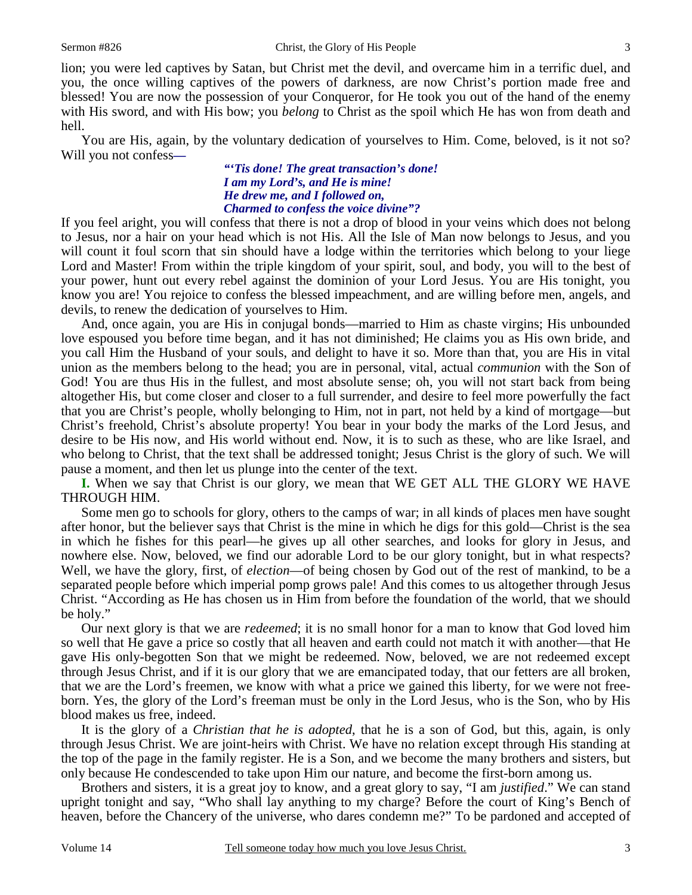lion; you were led captives by Satan, but Christ met the devil, and overcame him in a terrific duel, and you, the once willing captives of the powers of darkness, are now Christ's portion made free and blessed! You are now the possession of your Conqueror, for He took you out of the hand of the enemy with His sword, and with His bow; you *belong* to Christ as the spoil which He has won from death and hell.

You are His, again, by the voluntary dedication of yourselves to Him. Come, beloved, is it not so? Will you not confess**—**

> ***"'Tis done! The great transaction's done!***
> ***I am my Lord's, and He is mine!***
> ***He drew me, and I followed on,***
> ***Charmed to confess the voice divine"?***

If you feel aright, you will confess that there is not a drop of blood in your veins which does not belong to Jesus, nor a hair on your head which is not His. All the Isle of Man now belongs to Jesus, and you will count it foul scorn that sin should have a lodge within the territories which belong to your liege Lord and Master! From within the triple kingdom of your spirit, soul, and body, you will to the best of your power, hunt out every rebel against the dominion of your Lord Jesus. You are His tonight, you know you are! You rejoice to confess the blessed impeachment, and are willing before men, angels, and devils, to renew the dedication of yourselves to Him.

And, once again, you are His in conjugal bonds—married to Him as chaste virgins; His unbounded love espoused you before time began, and it has not diminished; He claims you as His own bride, and you call Him the Husband of your souls, and delight to have it so. More than that, you are His in vital union as the members belong to the head; you are in personal, vital, actual *communion* with the Son of God! You are thus His in the fullest, and most absolute sense; oh, you will not start back from being altogether His, but come closer and closer to a full surrender, and desire to feel more powerfully the fact that you are Christ's people, wholly belonging to Him, not in part, not held by a kind of mortgage—but Christ's freehold, Christ's absolute property! You bear in your body the marks of the Lord Jesus, and desire to be His now, and His world without end. Now, it is to such as these, who are like Israel, and who belong to Christ, that the text shall be addressed tonight; Jesus Christ is the glory of such. We will pause a moment, and then let us plunge into the center of the text.

**I.** When we say that Christ is our glory, we mean that WE GET ALL THE GLORY WE HAVE THROUGH HIM.

Some men go to schools for glory, others to the camps of war; in all kinds of places men have sought after honor, but the believer says that Christ is the mine in which he digs for this gold—Christ is the sea in which he fishes for this pearl—he gives up all other searches, and looks for glory in Jesus, and nowhere else. Now, beloved, we find our adorable Lord to be our glory tonight, but in what respects? Well, we have the glory, first, of *election*—of being chosen by God out of the rest of mankind, to be a separated people before which imperial pomp grows pale! And this comes to us altogether through Jesus Christ. "According as He has chosen us in Him from before the foundation of the world, that we should be holy."

Our next glory is that we are *redeemed*; it is no small honor for a man to know that God loved him so well that He gave a price so costly that all heaven and earth could not match it with another—that He gave His only-begotten Son that we might be redeemed. Now, beloved, we are not redeemed except through Jesus Christ, and if it is our glory that we are emancipated today, that our fetters are all broken, that we are the Lord's freemen, we know with what a price we gained this liberty, for we were not free-born. Yes, the glory of the Lord's freeman must be only in the Lord Jesus, who is the Son, who by His blood makes us free, indeed.

It is the glory of a *Christian that he is adopted*, that he is a son of God, but this, again, is only through Jesus Christ. We are joint-heirs with Christ. We have no relation except through His standing at the top of the page in the family register. He is a Son, and we become the many brothers and sisters, but only because He condescended to take upon Him our nature, and become the first-born among us.

Brothers and sisters, it is a great joy to know, and a great glory to say, "I am *justified*." We can stand upright tonight and say, "Who shall lay anything to my charge? Before the court of King's Bench of heaven, before the Chancery of the universe, who dares condemn me?" To be pardoned and accepted of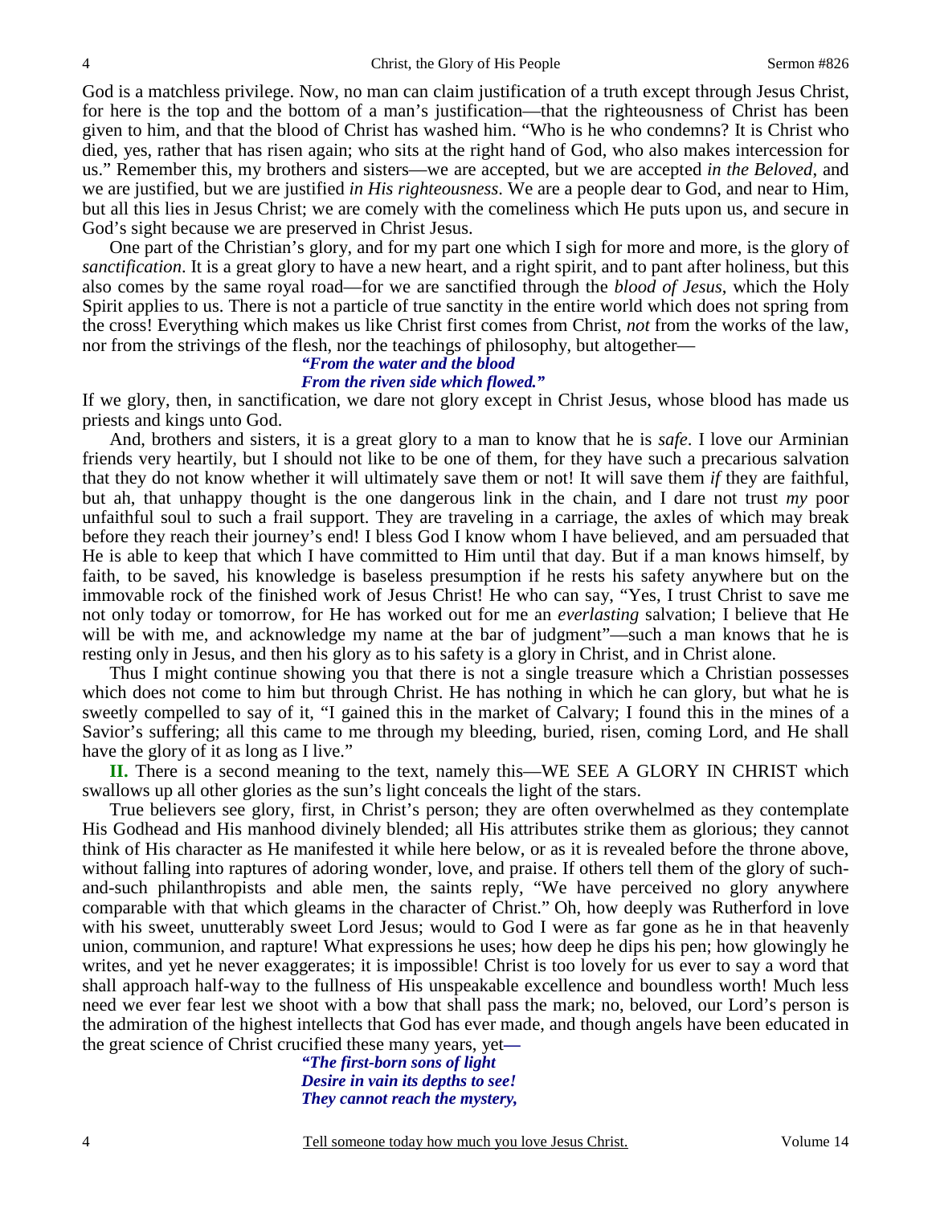God is a matchless privilege. Now, no man can claim justification of a truth except through Jesus Christ, for here is the top and the bottom of a man's justification—that the righteousness of Christ has been given to him, and that the blood of Christ has washed him. "Who is he who condemns? It is Christ who died, yes, rather that has risen again; who sits at the right hand of God, who also makes intercession for us." Remember this, my brothers and sisters—we are accepted, but we are accepted *in the Beloved*, and we are justified, but we are justified *in His righteousness*. We are a people dear to God, and near to Him, but all this lies in Jesus Christ; we are comely with the comeliness which He puts upon us, and secure in God's sight because we are preserved in Christ Jesus.

One part of the Christian's glory, and for my part one which I sigh for more and more, is the glory of *sanctification*. It is a great glory to have a new heart, and a right spirit, and to pant after holiness, but this also comes by the same royal road—for we are sanctified through the *blood of Jesus*, which the Holy Spirit applies to us. There is not a particle of true sanctity in the entire world which does not spring from the cross! Everything which makes us like Christ first comes from Christ, *not* from the works of the law, nor from the strivings of the flesh, nor the teachings of philosophy, but altogether—

> ***"From the water and the blood***
> ***From the riven side which flowed."***

If we glory, then, in sanctification, we dare not glory except in Christ Jesus, whose blood has made us priests and kings unto God.

And, brothers and sisters, it is a great glory to a man to know that he is *safe*. I love our Arminian friends very heartily, but I should not like to be one of them, for they have such a precarious salvation that they do not know whether it will ultimately save them or not! It will save them *if* they are faithful, but ah, that unhappy thought is the one dangerous link in the chain, and I dare not trust *my* poor unfaithful soul to such a frail support. They are traveling in a carriage, the axles of which may break before they reach their journey's end! I bless God I know whom I have believed, and am persuaded that He is able to keep that which I have committed to Him until that day. But if a man knows himself, by faith, to be saved, his knowledge is baseless presumption if he rests his safety anywhere but on the immovable rock of the finished work of Jesus Christ! He who can say, "Yes, I trust Christ to save me not only today or tomorrow, for He has worked out for me an *everlasting* salvation; I believe that He will be with me, and acknowledge my name at the bar of judgment"—such a man knows that he is resting only in Jesus, and then his glory as to his safety is a glory in Christ, and in Christ alone.

Thus I might continue showing you that there is not a single treasure which a Christian possesses which does not come to him but through Christ. He has nothing in which he can glory, but what he is sweetly compelled to say of it, "I gained this in the market of Calvary; I found this in the mines of a Savior's suffering; all this came to me through my bleeding, buried, risen, coming Lord, and He shall have the glory of it as long as I live."

**II.** There is a second meaning to the text, namely this—WE SEE A GLORY IN CHRIST which swallows up all other glories as the sun's light conceals the light of the stars.

True believers see glory, first, in Christ's person; they are often overwhelmed as they contemplate His Godhead and His manhood divinely blended; all His attributes strike them as glorious; they cannot think of His character as He manifested it while here below, or as it is revealed before the throne above, without falling into raptures of adoring wonder, love, and praise. If others tell them of the glory of such-and-such philanthropists and able men, the saints reply, "We have perceived no glory anywhere comparable with that which gleams in the character of Christ." Oh, how deeply was Rutherford in love with his sweet, unutterably sweet Lord Jesus; would to God I were as far gone as he in that heavenly union, communion, and rapture! What expressions he uses; how deep he dips his pen; how glowingly he writes, and yet he never exaggerates; it is impossible! Christ is too lovely for us ever to say a word that shall approach half-way to the fullness of His unspeakable excellence and boundless worth! Much less need we ever fear lest we shoot with a bow that shall pass the mark; no, beloved, our Lord's person is the admiration of the highest intellects that God has ever made, and though angels have been educated in the great science of Christ crucified these many years, yet**—**

> ***"The first-born sons of light***
> ***Desire in vain its depths to see!***
> ***They cannot reach the mystery,***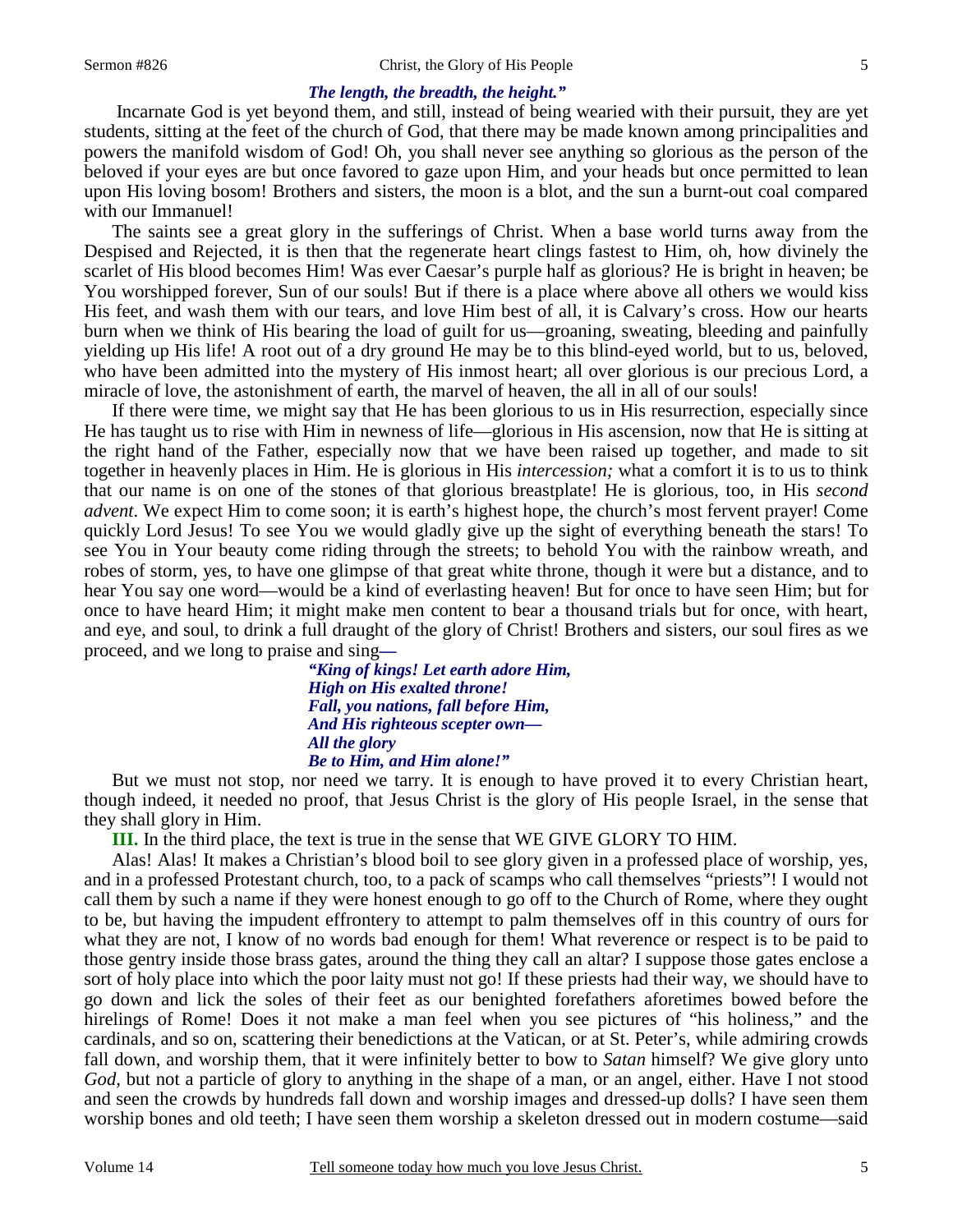*The length, the breadth, the height."*

Incarnate God is yet beyond them, and still, instead of being wearied with their pursuit, they are yet students, sitting at the feet of the church of God, that there may be made known among principalities and powers the manifold wisdom of God! Oh, you shall never see anything so glorious as the person of the beloved if your eyes are but once favored to gaze upon Him, and your heads but once permitted to lean upon His loving bosom! Brothers and sisters, the moon is a blot, and the sun a burnt-out coal compared with our Immanuel!

The saints see a great glory in the sufferings of Christ. When a base world turns away from the Despised and Rejected, it is then that the regenerate heart clings fastest to Him, oh, how divinely the scarlet of His blood becomes Him! Was ever Caesar's purple half as glorious? He is bright in heaven; be You worshipped forever, Sun of our souls! But if there is a place where above all others we would kiss His feet, and wash them with our tears, and love Him best of all, it is Calvary's cross. How our hearts burn when we think of His bearing the load of guilt for us—groaning, sweating, bleeding and painfully yielding up His life! A root out of a dry ground He may be to this blind-eyed world, but to us, beloved, who have been admitted into the mystery of His inmost heart; all over glorious is our precious Lord, a miracle of love, the astonishment of earth, the marvel of heaven, the all in all of our souls!

If there were time, we might say that He has been glorious to us in His resurrection, especially since He has taught us to rise with Him in newness of life—glorious in His ascension, now that He is sitting at the right hand of the Father, especially now that we have been raised up together, and made to sit together in heavenly places in Him. He is glorious in His *intercession;* what a comfort it is to us to think that our name is on one of the stones of that glorious breastplate! He is glorious, too, in His *second advent*. We expect Him to come soon; it is earth's highest hope, the church's most fervent prayer! Come quickly Lord Jesus! To see You we would gladly give up the sight of everything beneath the stars! To see You in Your beauty come riding through the streets; to behold You with the rainbow wreath, and robes of storm, yes, to have one glimpse of that great white throne, though it were but a distance, and to hear You say one word—would be a kind of everlasting heaven! But for once to have seen Him; but for once to have heard Him; it might make men content to bear a thousand trials but for once, with heart, and eye, and soul, to drink a full draught of the glory of Christ! Brothers and sisters, our soul fires as we proceed, and we long to praise and sing—

> *"King of kings! Let earth adore Him,*
> *High on His exalted throne!*
> *Fall, you nations, fall before Him,*
> *And His righteous scepter own—*
> *All the glory*
> *Be to Him, and Him alone!"*

But we must not stop, nor need we tarry. It is enough to have proved it to every Christian heart, though indeed, it needed no proof, that Jesus Christ is the glory of His people Israel, in the sense that they shall glory in Him.

**III.** In the third place, the text is true in the sense that WE GIVE GLORY TO HIM.

Alas! Alas! It makes a Christian's blood boil to see glory given in a professed place of worship, yes, and in a professed Protestant church, too, to a pack of scamps who call themselves "priests"! I would not call them by such a name if they were honest enough to go off to the Church of Rome, where they ought to be, but having the impudent effrontery to attempt to palm themselves off in this country of ours for what they are not, I know of no words bad enough for them! What reverence or respect is to be paid to those gentry inside those brass gates, around the thing they call an altar? I suppose those gates enclose a sort of holy place into which the poor laity must not go! If these priests had their way, we should have to go down and lick the soles of their feet as our benighted forefathers aforetimes bowed before the hirelings of Rome! Does it not make a man feel when you see pictures of "his holiness," and the cardinals, and so on, scattering their benedictions at the Vatican, or at St. Peter's, while admiring crowds fall down, and worship them, that it were infinitely better to bow to *Satan* himself? We give glory unto *God,* but not a particle of glory to anything in the shape of a man, or an angel, either. Have I not stood and seen the crowds by hundreds fall down and worship images and dressed-up dolls? I have seen them worship bones and old teeth; I have seen them worship a skeleton dressed out in modern costume—said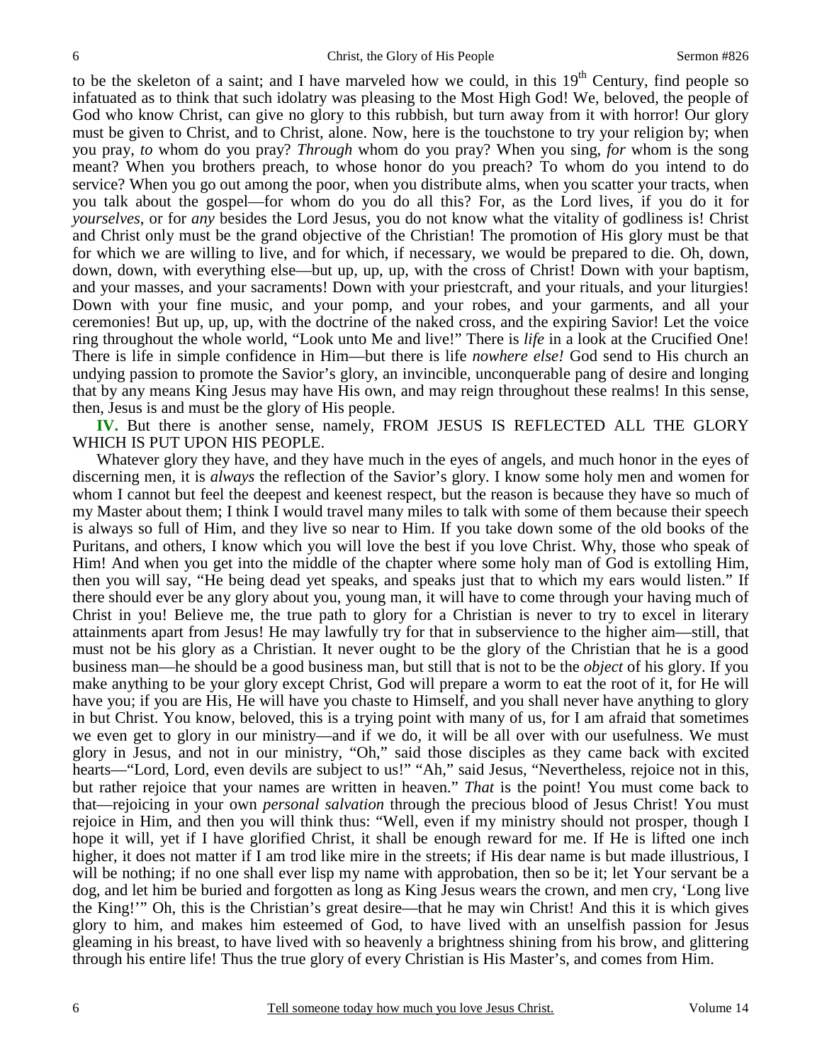to be the skeleton of a saint; and I have marveled how we could, in this 19th Century, find people so infatuated as to think that such idolatry was pleasing to the Most High God! We, beloved, the people of God who know Christ, can give no glory to this rubbish, but turn away from it with horror! Our glory must be given to Christ, and to Christ, alone. Now, here is the touchstone to try your religion by; when you pray, *to* whom do you pray? *Through* whom do you pray? When you sing, *for* whom is the song meant? When you brothers preach, to whose honor do you preach? To whom do you intend to do service? When you go out among the poor, when you distribute alms, when you scatter your tracts, when you talk about the gospel—for whom do you do all this? For, as the Lord lives, if you do it for *yourselves*, or for *any* besides the Lord Jesus, you do not know what the vitality of godliness is! Christ and Christ only must be the grand objective of the Christian! The promotion of His glory must be that for which we are willing to live, and for which, if necessary, we would be prepared to die. Oh, down, down, down, with everything else—but up, up, up, with the cross of Christ! Down with your baptism, and your masses, and your sacraments! Down with your priestcraft, and your rituals, and your liturgies! Down with your fine music, and your pomp, and your robes, and your garments, and all your ceremonies! But up, up, up, with the doctrine of the naked cross, and the expiring Savior! Let the voice ring throughout the whole world, "Look unto Me and live!" There is *life* in a look at the Crucified One! There is life in simple confidence in Him—but there is life *nowhere else!* God send to His church an undying passion to promote the Savior's glory, an invincible, unconquerable pang of desire and longing that by any means King Jesus may have His own, and may reign throughout these realms! In this sense, then, Jesus is and must be the glory of His people.

**IV.** But there is another sense, namely, FROM JESUS IS REFLECTED ALL THE GLORY WHICH IS PUT UPON HIS PEOPLE.

Whatever glory they have, and they have much in the eyes of angels, and much honor in the eyes of discerning men, it is *always* the reflection of the Savior's glory. I know some holy men and women for whom I cannot but feel the deepest and keenest respect, but the reason is because they have so much of my Master about them; I think I would travel many miles to talk with some of them because their speech is always so full of Him, and they live so near to Him. If you take down some of the old books of the Puritans, and others, I know which you will love the best if you love Christ. Why, those who speak of Him! And when you get into the middle of the chapter where some holy man of God is extolling Him, then you will say, "He being dead yet speaks, and speaks just that to which my ears would listen." If there should ever be any glory about you, young man, it will have to come through your having much of Christ in you! Believe me, the true path to glory for a Christian is never to try to excel in literary attainments apart from Jesus! He may lawfully try for that in subservience to the higher aim—still, that must not be his glory as a Christian. It never ought to be the glory of the Christian that he is a good business man—he should be a good business man, but still that is not to be the *object* of his glory. If you make anything to be your glory except Christ, God will prepare a worm to eat the root of it, for He will have you; if you are His, He will have you chaste to Himself, and you shall never have anything to glory in but Christ. You know, beloved, this is a trying point with many of us, for I am afraid that sometimes we even get to glory in our ministry—and if we do, it will be all over with our usefulness. We must glory in Jesus, and not in our ministry, "Oh," said those disciples as they came back with excited hearts—"Lord, Lord, even devils are subject to us!" "Ah," said Jesus, "Nevertheless, rejoice not in this, but rather rejoice that your names are written in heaven." *That* is the point! You must come back to that—rejoicing in your own *personal salvation* through the precious blood of Jesus Christ! You must rejoice in Him, and then you will think thus: "Well, even if my ministry should not prosper, though I hope it will, yet if I have glorified Christ, it shall be enough reward for me. If He is lifted one inch higher, it does not matter if I am trod like mire in the streets; if His dear name is but made illustrious, I will be nothing; if no one shall ever lisp my name with approbation, then so be it; let Your servant be a dog, and let him be buried and forgotten as long as King Jesus wears the crown, and men cry, 'Long live the King!'" Oh, this is the Christian's great desire—that he may win Christ! And this it is which gives glory to him, and makes him esteemed of God, to have lived with an unselfish passion for Jesus gleaming in his breast, to have lived with so heavenly a brightness shining from his brow, and glittering through his entire life! Thus the true glory of every Christian is His Master's, and comes from Him.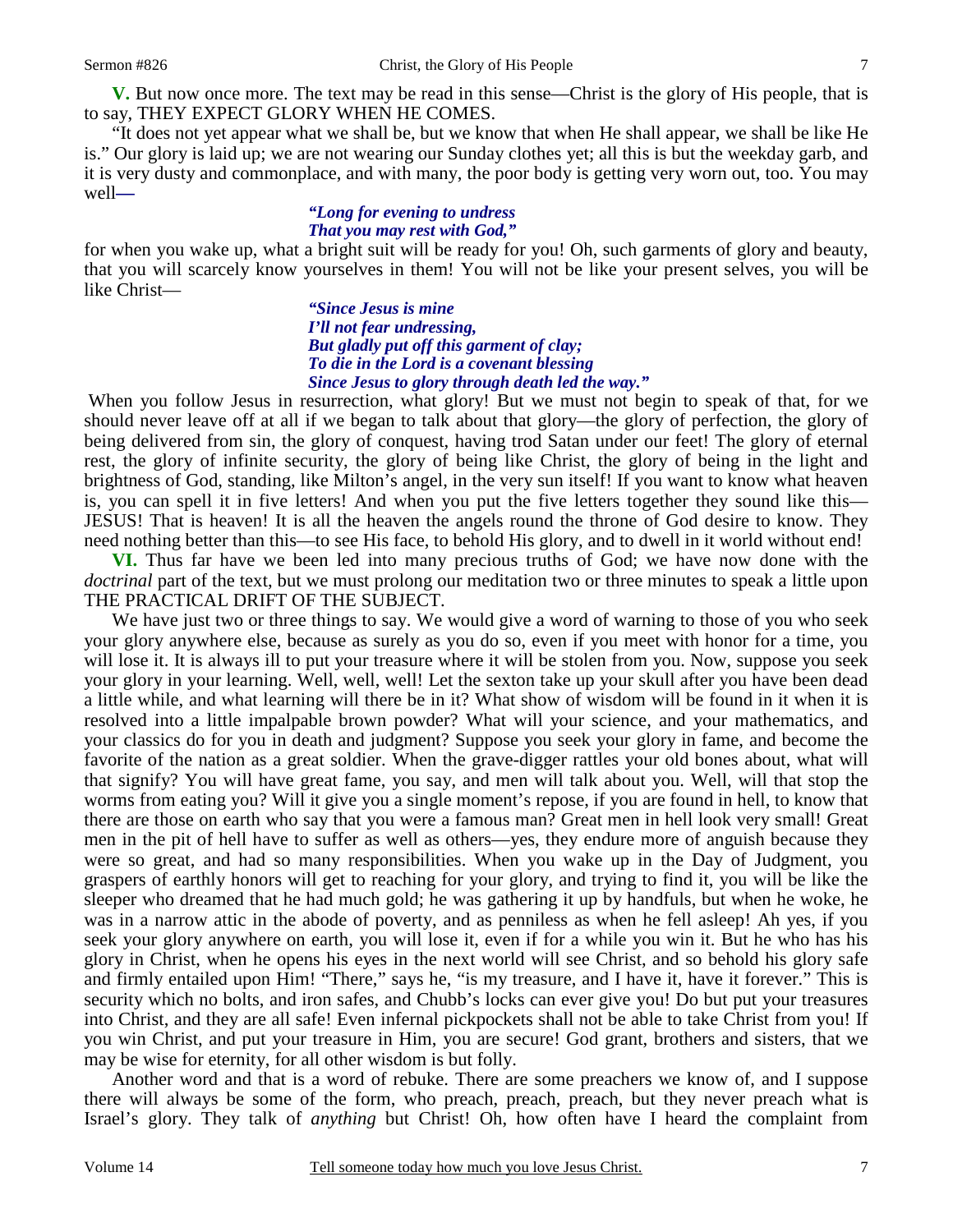**V.** But now once more. The text may be read in this sense—Christ is the glory of His people, that is to say, THEY EXPECT GLORY WHEN HE COMES.

"It does not yet appear what we shall be, but we know that when He shall appear, we shall be like He is." Our glory is laid up; we are not wearing our Sunday clothes yet; all this is but the weekday garb, and it is very dusty and commonplace, and with many, the poor body is getting very worn out, too. You may well—

> ***"Long for evening to undress***
> ***That you may rest with God,"***

for when you wake up, what a bright suit will be ready for you! Oh, such garments of glory and beauty, that you will scarcely know yourselves in them! You will not be like your present selves, you will be like Christ—

> ***"Since Jesus is mine***
> ***I'll not fear undressing,***
> ***But gladly put off this garment of clay;***
> ***To die in the Lord is a covenant blessing***
> ***Since Jesus to glory through death led the way."***

When you follow Jesus in resurrection, what glory! But we must not begin to speak of that, for we should never leave off at all if we began to talk about that glory—the glory of perfection, the glory of being delivered from sin, the glory of conquest, having trod Satan under our feet! The glory of eternal rest, the glory of infinite security, the glory of being like Christ, the glory of being in the light and brightness of God, standing, like Milton's angel, in the very sun itself! If you want to know what heaven is, you can spell it in five letters! And when you put the five letters together they sound like this—JESUS! That is heaven! It is all the heaven the angels round the throne of God desire to know. They need nothing better than this—to see His face, to behold His glory, and to dwell in it world without end!

**VI.** Thus far have we been led into many precious truths of God; we have now done with the *doctrinal* part of the text, but we must prolong our meditation two or three minutes to speak a little upon THE PRACTICAL DRIFT OF THE SUBJECT.

We have just two or three things to say. We would give a word of warning to those of you who seek your glory anywhere else, because as surely as you do so, even if you meet with honor for a time, you will lose it. It is always ill to put your treasure where it will be stolen from you. Now, suppose you seek your glory in your learning. Well, well, well! Let the sexton take up your skull after you have been dead a little while, and what learning will there be in it? What show of wisdom will be found in it when it is resolved into a little impalpable brown powder? What will your science, and your mathematics, and your classics do for you in death and judgment? Suppose you seek your glory in fame, and become the favorite of the nation as a great soldier. When the grave-digger rattles your old bones about, what will that signify? You will have great fame, you say, and men will talk about you. Well, will that stop the worms from eating you? Will it give you a single moment's repose, if you are found in hell, to know that there are those on earth who say that you were a famous man? Great men in hell look very small! Great men in the pit of hell have to suffer as well as others—yes, they endure more of anguish because they were so great, and had so many responsibilities. When you wake up in the Day of Judgment, you graspers of earthly honors will get to reaching for your glory, and trying to find it, you will be like the sleeper who dreamed that he had much gold; he was gathering it up by handfuls, but when he woke, he was in a narrow attic in the abode of poverty, and as penniless as when he fell asleep! Ah yes, if you seek your glory anywhere on earth, you will lose it, even if for a while you win it. But he who has his glory in Christ, when he opens his eyes in the next world will see Christ, and so behold his glory safe and firmly entailed upon Him! "There," says he, "is my treasure, and I have it, have it forever." This is security which no bolts, and iron safes, and Chubb's locks can ever give you! Do but put your treasures into Christ, and they are all safe! Even infernal pickpockets shall not be able to take Christ from you! If you win Christ, and put your treasure in Him, you are secure! God grant, brothers and sisters, that we may be wise for eternity, for all other wisdom is but folly.

Another word and that is a word of rebuke. There are some preachers we know of, and I suppose there will always be some of the form, who preach, preach, preach, but they never preach what is Israel's glory. They talk of *anything* but Christ! Oh, how often have I heard the complaint from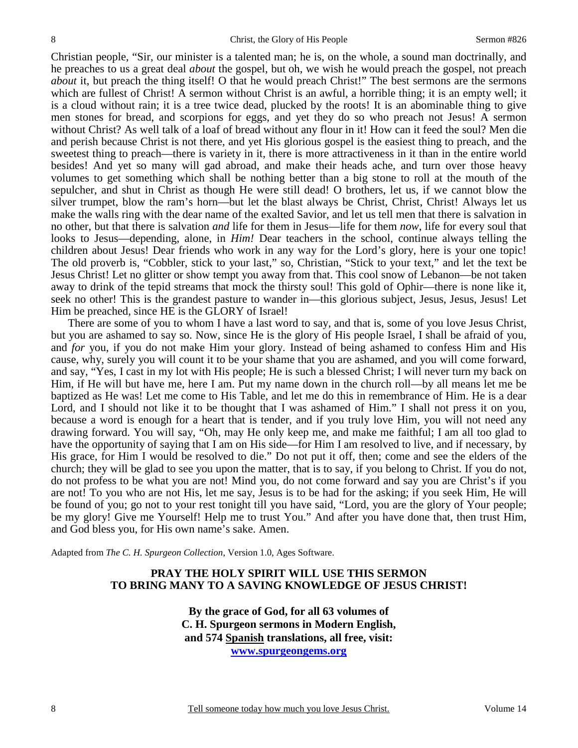Christian people, "Sir, our minister is a talented man; he is, on the whole, a sound man doctrinally, and he preaches to us a great deal *about* the gospel, but oh, we wish he would preach the gospel, not preach *about* it, but preach the thing itself! O that he would preach Christ!" The best sermons are the sermons which are fullest of Christ! A sermon without Christ is an awful, a horrible thing; it is an empty well; it is a cloud without rain; it is a tree twice dead, plucked by the roots! It is an abominable thing to give men stones for bread, and scorpions for eggs, and yet they do so who preach not Jesus! A sermon without Christ? As well talk of a loaf of bread without any flour in it! How can it feed the soul? Men die and perish because Christ is not there, and yet His glorious gospel is the easiest thing to preach, and the sweetest thing to preach—there is variety in it, there is more attractiveness in it than in the entire world besides! And yet so many will gad abroad, and make their heads ache, and turn over those heavy volumes to get something which shall be nothing better than a big stone to roll at the mouth of the sepulcher, and shut in Christ as though He were still dead! O brothers, let us, if we cannot blow the silver trumpet, blow the ram's horn—but let the blast always be Christ, Christ, Christ! Always let us make the walls ring with the dear name of the exalted Savior, and let us tell men that there is salvation in no other, but that there is salvation *and* life for them in Jesus—life for them *now*, life for every soul that looks to Jesus—depending, alone, in *Him!* Dear teachers in the school, continue always telling the children about Jesus! Dear friends who work in any way for the Lord's glory, here is your one topic! The old proverb is, "Cobbler, stick to your last," so, Christian, "Stick to your text," and let the text be Jesus Christ! Let no glitter or show tempt you away from that. This cool snow of Lebanon—be not taken away to drink of the tepid streams that mock the thirsty soul! This gold of Ophir—there is none like it, seek no other! This is the grandest pasture to wander in—this glorious subject, Jesus, Jesus, Jesus! Let Him be preached, since HE is the GLORY of Israel!

There are some of you to whom I have a last word to say, and that is, some of you love Jesus Christ, but you are ashamed to say so. Now, since He is the glory of His people Israel, I shall be afraid of you, and *for* you, if you do not make Him your glory. Instead of being ashamed to confess Him and His cause, why, surely you will count it to be your shame that you are ashamed, and you will come forward, and say, "Yes, I cast in my lot with His people; He is such a blessed Christ; I will never turn my back on Him, if He will but have me, here I am. Put my name down in the church roll—by all means let me be baptized as He was! Let me come to His Table, and let me do this in remembrance of Him. He is a dear Lord, and I should not like it to be thought that I was ashamed of Him." I shall not press it on you, because a word is enough for a heart that is tender, and if you truly love Him, you will not need any drawing forward. You will say, "Oh, may He only keep me, and make me faithful; I am all too glad to have the opportunity of saying that I am on His side—for Him I am resolved to live, and if necessary, by His grace, for Him I would be resolved to die." Do not put it off, then; come and see the elders of the church; they will be glad to see you upon the matter, that is to say, if you belong to Christ. If you do not, do not profess to be what you are not! Mind you, do not come forward and say you are Christ's if you are not! To you who are not His, let me say, Jesus is to be had for the asking; if you seek Him, He will be found of you; go not to your rest tonight till you have said, "Lord, you are the glory of Your people; be my glory! Give me Yourself! Help me to trust You." And after you have done that, then trust Him, and God bless you, for His own name's sake. Amen.

Adapted from *The C. H. Spurgeon Collection*, Version 1.0, Ages Software.

**PRAY THE HOLY SPIRIT WILL USE THIS SERMON TO BRING MANY TO A SAVING KNOWLEDGE OF JESUS CHRIST!**

**By the grace of God, for all 63 volumes of C. H. Spurgeon sermons in Modern English, and 574 Spanish translations, all free, visit: www.spurgeongems.org**

Tell someone today how much you love Jesus Christ.